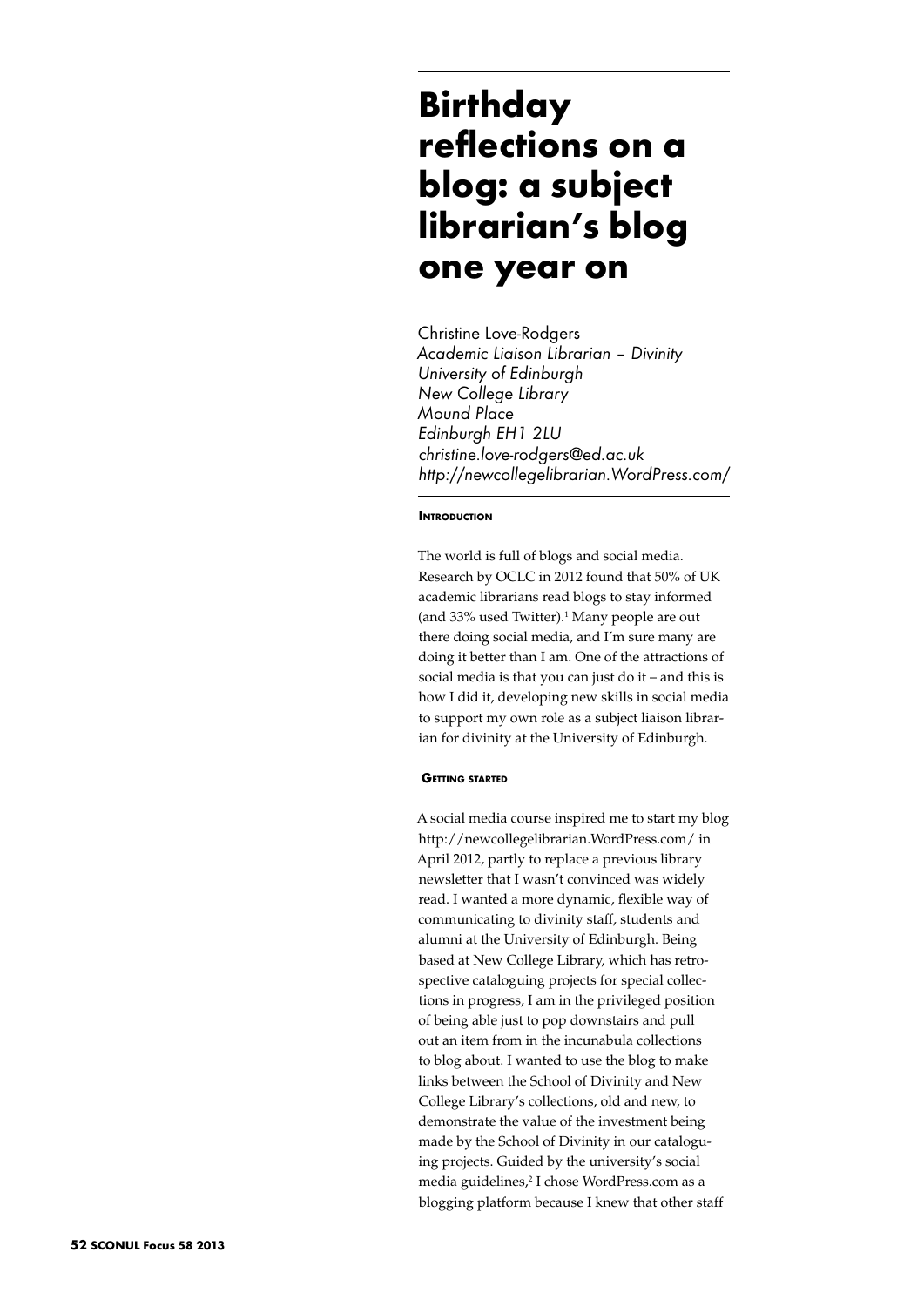# Birthday reflections on a blog: a subject librarian's blog one year on

Christine Love-Rodgers
*Academic Liaison Librarian – Divinity*
*University of Edinburgh*
*New College Library*
*Mound Place*
*Edinburgh EH1 2LU*
*christine.love-rodgers@ed.ac.uk*
*http://newcollegelibrarian.WordPress.com/*

## Introduction

The world is full of blogs and social media. Research by OCLC in 2012 found that 50% of UK academic librarians read blogs to stay informed (and 33% used Twitter).[1] Many people are out there doing social media, and I'm sure many are doing it better than I am. One of the attractions of social media is that you can just do it – and this is how I did it, developing new skills in social media to support my own role as a subject liaison librarian for divinity at the University of Edinburgh.

## Getting started

A social media course inspired me to start my blog http://newcollegelibrarian.WordPress.com/ in April 2012, partly to replace a previous library newsletter that I wasn't convinced was widely read. I wanted a more dynamic, flexible way of communicating to divinity staff, students and alumni at the University of Edinburgh. Being based at New College Library, which has retrospective cataloguing projects for special collections in progress, I am in the privileged position of being able just to pop downstairs and pull out an item from in the incunabula collections to blog about. I wanted to use the blog to make links between the School of Divinity and New College Library's collections, old and new, to demonstrate the value of the investment being made by the School of Divinity in our cataloguing projects. Guided by the university's social media guidelines,[2] I chose WordPress.com as a blogging platform because I knew that other staff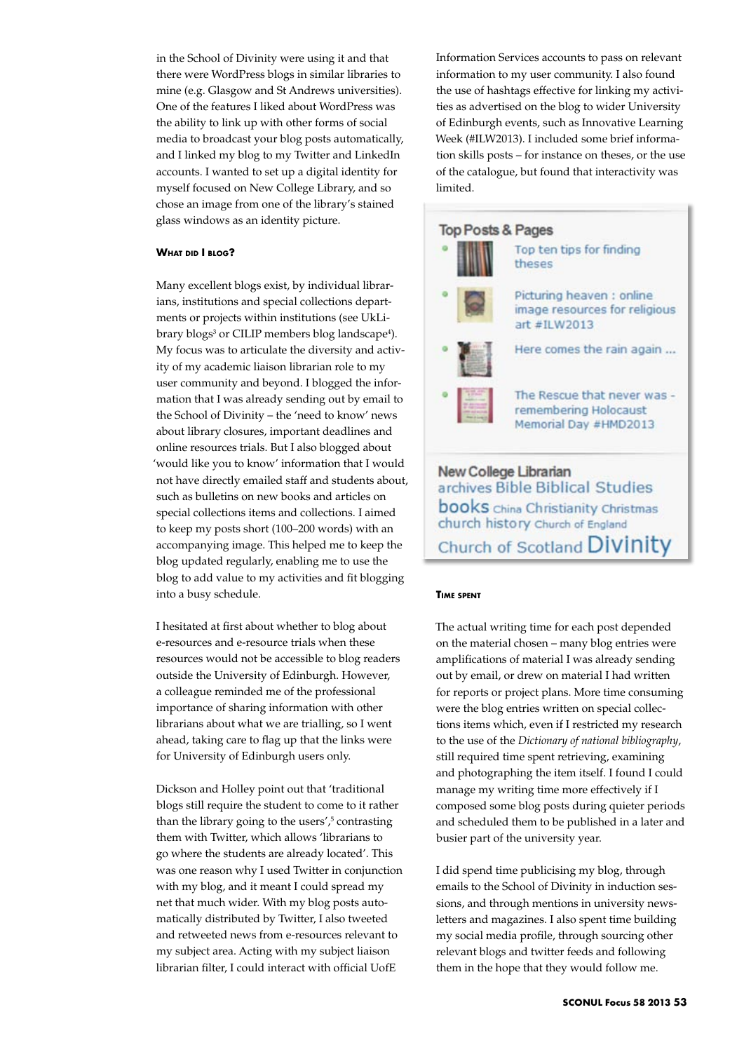in the School of Divinity were using it and that there were WordPress blogs in similar libraries to mine (e.g. Glasgow and St Andrews universities). One of the features I liked about WordPress was the ability to link up with other forms of social media to broadcast your blog posts automatically, and I linked my blog to my Twitter and LinkedIn accounts. I wanted to set up a digital identity for myself focused on New College Library, and so chose an image from one of the library's stained glass windows as an identity picture.

### What did I blog?

Many excellent blogs exist, by individual librarians, institutions and special collections departments or projects within institutions (see UkLibrary blogs[3] or CILIP members blog landscape[4]). My focus was to articulate the diversity and activity of my academic liaison librarian role to my user community and beyond. I blogged the information that I was already sending out by email to the School of Divinity – the 'need to know' news about library closures, important deadlines and online resources trials. But I also blogged about 'would like you to know' information that I would not have directly emailed staff and students about, such as bulletins on new books and articles on special collections items and collections. I aimed to keep my posts short (100–200 words) with an accompanying image. This helped me to keep the blog updated regularly, enabling me to use the blog to add value to my activities and fit blogging into a busy schedule.

I hesitated at first about whether to blog about e-resources and e-resource trials when these resources would not be accessible to blog readers outside the University of Edinburgh. However, a colleague reminded me of the professional importance of sharing information with other librarians about what we are trialling, so I went ahead, taking care to flag up that the links were for University of Edinburgh users only.

Dickson and Holley point out that 'traditional blogs still require the student to come to it rather than the library going to the users',[5] contrasting them with Twitter, which allows 'librarians to go where the students are already located'. This was one reason why I used Twitter in conjunction with my blog, and it meant I could spread my net that much wider. With my blog posts automatically distributed by Twitter, I also tweeted and retweeted news from e-resources relevant to my subject area. Acting with my subject liaison librarian filter, I could interact with official UofE Information Services accounts to pass on relevant information to my user community. I also found the use of hashtags effective for linking my activities as advertised on the blog to wider University of Edinburgh events, such as Innovative Learning Week (#ILW2013). I included some brief information skills posts – for instance on theses, or the use of the catalogue, but found that interactivity was limited.

**Top Posts & Pages**

- Top ten tips for finding theses
- Picturing heaven : online image resources for religious art #ILW2013
- Here comes the rain again ...
- The Rescue that never was - remembering Holocaust Memorial Day #HMD2013

**New College Librarian**

archives Bible Biblical Studies books China Christianity Christmas church history Church of England Church of Scotland Divinity

### Time spent

The actual writing time for each post depended on the material chosen – many blog entries were amplifications of material I was already sending out by email, or drew on material I had written for reports or project plans. More time consuming were the blog entries written on special collections items which, even if I restricted my research to the use of the *Dictionary of national bibliography*, still required time spent retrieving, examining and photographing the item itself. I found I could manage my writing time more effectively if I composed some blog posts during quieter periods and scheduled them to be published in a later and busier part of the university year.

I did spend time publicising my blog, through emails to the School of Divinity in induction sessions, and through mentions in university newsletters and magazines. I also spent time building my social media profile, through sourcing other relevant blogs and twitter feeds and following them in the hope that they would follow me.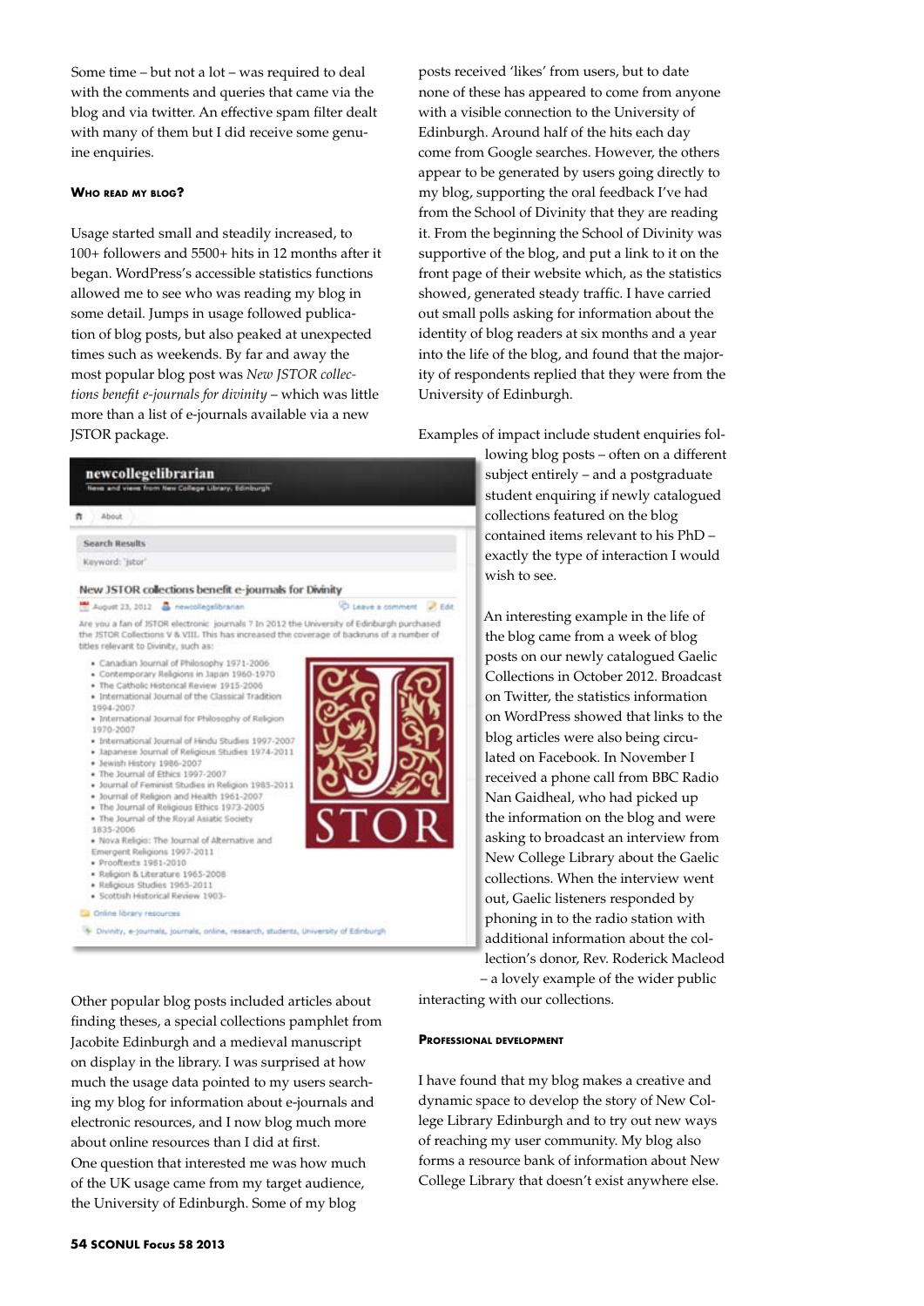Some time – but not a lot – was required to deal with the comments and queries that came via the blog and via twitter. An effective spam filter dealt with many of them but I did receive some genuine enquiries.

### Who read my blog?

Usage started small and steadily increased, to 100+ followers and 5500+ hits in 12 months after it began. WordPress's accessible statistics functions allowed me to see who was reading my blog in some detail. Jumps in usage followed publication of blog posts, but also peaked at unexpected times such as weekends. By far and away the most popular blog post was *New JSTOR collections benefit e-journals for divinity* – which was little more than a list of e-journals available via a new JSTOR package.

Other popular blog posts included articles about finding theses, a special collections pamphlet from Jacobite Edinburgh and a medieval manuscript on display in the library. I was surprised at how much the usage data pointed to my users searching my blog for information about e-journals and electronic resources, and I now blog much more about online resources than I did at first.

One question that interested me was how much of the UK usage came from my target audience, the University of Edinburgh. Some of my blog posts received 'likes' from users, but to date none of these has appeared to come from anyone with a visible connection to the University of Edinburgh. Around half of the hits each day come from Google searches. However, the others appear to be generated by users going directly to my blog, supporting the oral feedback I've had from the School of Divinity that they are reading it. From the beginning the School of Divinity was supportive of the blog, and put a link to it on the front page of their website which, as the statistics showed, generated steady traffic. I have carried out small polls asking for information about the identity of blog readers at six months and a year into the life of the blog, and found that the majority of respondents replied that they were from the University of Edinburgh.

Examples of impact include student enquiries following blog posts – often on a different subject entirely – and a postgraduate student enquiring if newly catalogued collections featured on the blog contained items relevant to his PhD – exactly the type of interaction I would wish to see.

An interesting example in the life of the blog came from a week of blog posts on our newly catalogued Gaelic Collections in October 2012. Broadcast on Twitter, the statistics information on WordPress showed that links to the blog articles were also being circulated on Facebook. In November I received a phone call from BBC Radio Nan Gaidheal, who had picked up the information on the blog and were asking to broadcast an interview from New College Library about the Gaelic collections. When the interview went out, Gaelic listeners responded by phoning in to the radio station with additional information about the collection's donor, Rev. Roderick Macleod – a lovely example of the wider public interacting with our collections.

### Professional development

I have found that my blog makes a creative and dynamic space to develop the story of New College Library Edinburgh and to try out new ways of reaching my user community. My blog also forms a resource bank of information about New College Library that doesn't exist anywhere else.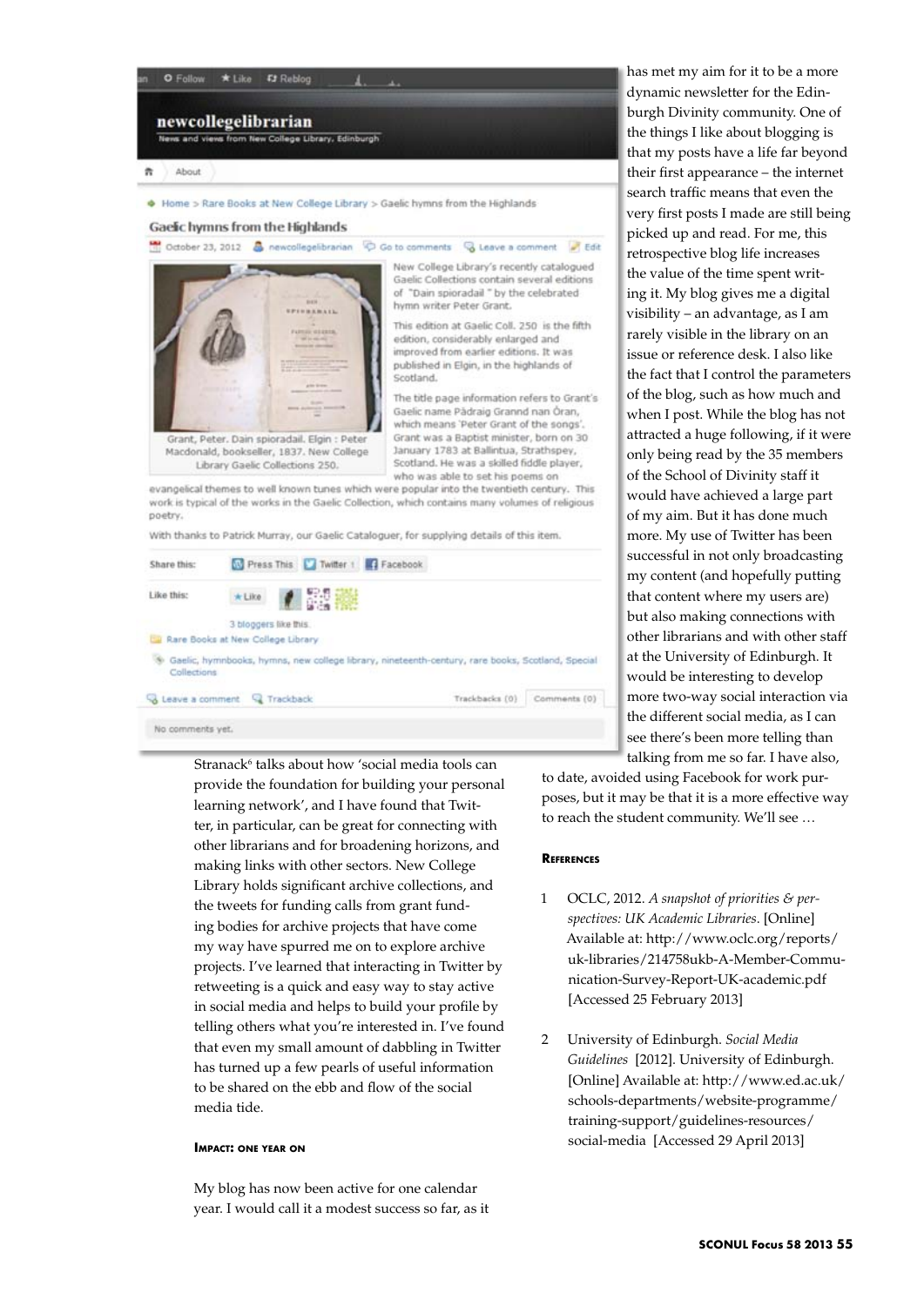Stranack[6] talks about how 'social media tools can provide the foundation for building your personal learning network', and I have found that Twitter, in particular, can be great for connecting with other librarians and for broadening horizons, and making links with other sectors. New College Library holds significant archive collections, and the tweets for funding calls from grant funding bodies for archive projects that have come my way have spurred me on to explore archive projects. I've learned that interacting in Twitter by retweeting is a quick and easy way to stay active in social media and helps to build your profile by telling others what you're interested in. I've found that even my small amount of dabbling in Twitter has turned up a few pearls of useful information to be shared on the ebb and flow of the social media tide.

#### Impact: one year on

My blog has now been active for one calendar year. I would call it a modest success so far, as it has met my aim for it to be a more dynamic newsletter for the Edinburgh Divinity community. One of the things I like about blogging is that my posts have a life far beyond their first appearance – the internet search traffic means that even the very first posts I made are still being picked up and read. For me, this retrospective blog life increases the value of the time spent writing it. My blog gives me a digital visibility – an advantage, as I am rarely visible in the library on an issue or reference desk. I also like the fact that I control the parameters of the blog, such as how much and when I post. While the blog has not attracted a huge following, if it were only being read by the 35 members of the School of Divinity staff it would have achieved a large part of my aim. But it has done much more. My use of Twitter has been successful in not only broadcasting my content (and hopefully putting that content where my users are) but also making connections with other librarians and with other staff at the University of Edinburgh. It would be interesting to develop more two-way social interaction via the different social media, as I can see there's been more telling than talking from me so far. I have also, to date, avoided using Facebook for work purposes, but it may be that it is a more effective way to reach the student community. We'll see …

#### References

1. OCLC, 2012. *A snapshot of priorities & perspectives: UK Academic Libraries*. [Online] Available at: http://www.oclc.org/reports/uk-libraries/214758ukb-A-Member-Communication-Survey-Report-UK-academic.pdf [Accessed 25 February 2013]

2. University of Edinburgh. *Social Media Guidelines* [2012]. University of Edinburgh. [Online] Available at: http://www.ed.ac.uk/schools-departments/website-programme/training-support/guidelines-resources/social-media [Accessed 29 April 2013]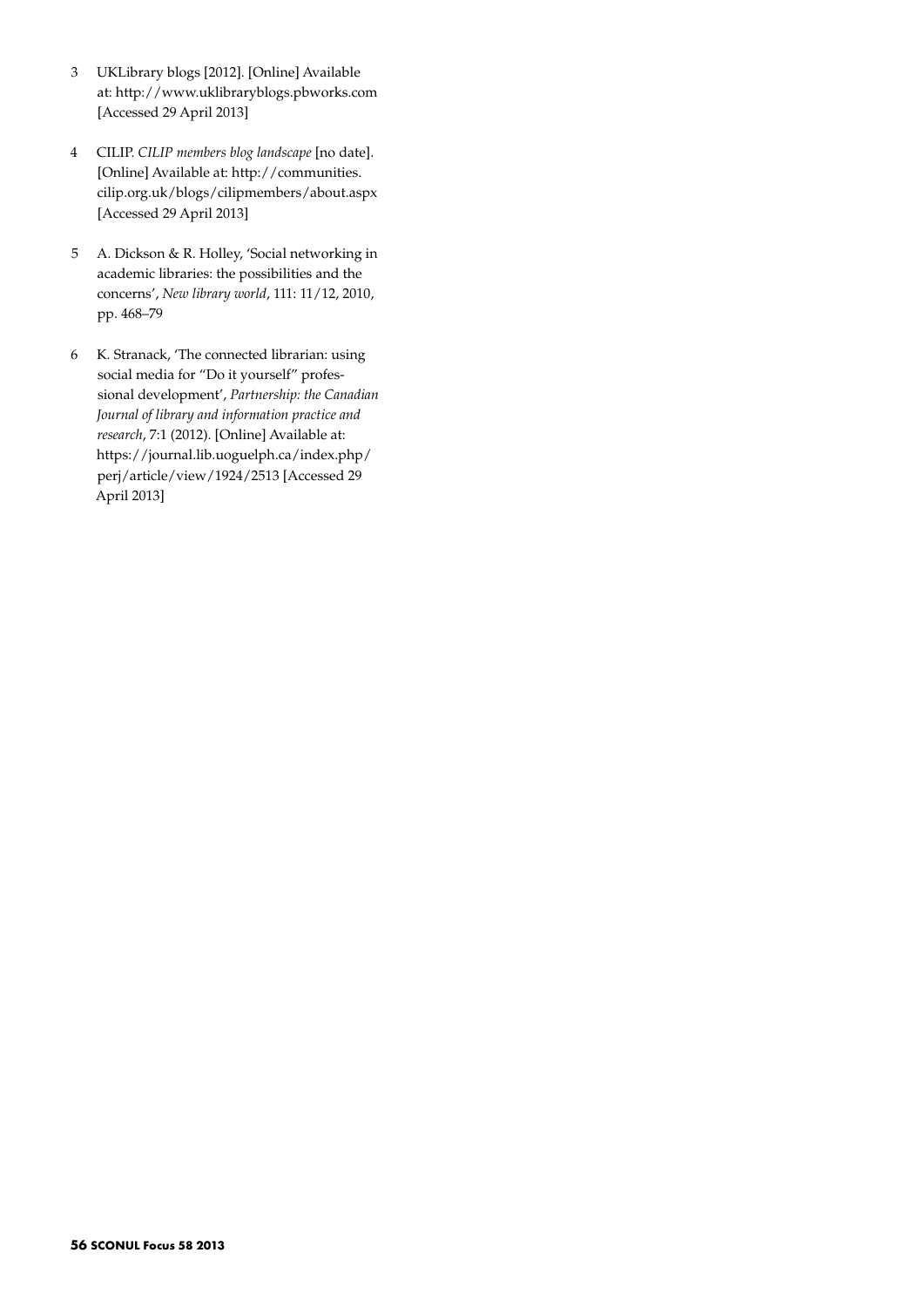3 UKLibrary blogs [2012]. [Online] Available at: http://www.uklibraryblogs.pbworks.com [Accessed 29 April 2013]

4 CILIP. *CILIP members blog landscape* [no date]. [Online] Available at: http://communities.cilip.org.uk/blogs/cilipmembers/about.aspx [Accessed 29 April 2013]

5 A. Dickson & R. Holley, 'Social networking in academic libraries: the possibilities and the concerns', *New library world*, 111: 11/12, 2010, pp. 468–79

6 K. Stranack, 'The connected librarian: using social media for "Do it yourself" professional development', *Partnership: the Canadian Journal of library and information practice and research*, 7:1 (2012). [Online] Available at: https://journal.lib.uoguelph.ca/index.php/perj/article/view/1924/2513 [Accessed 29 April 2013]